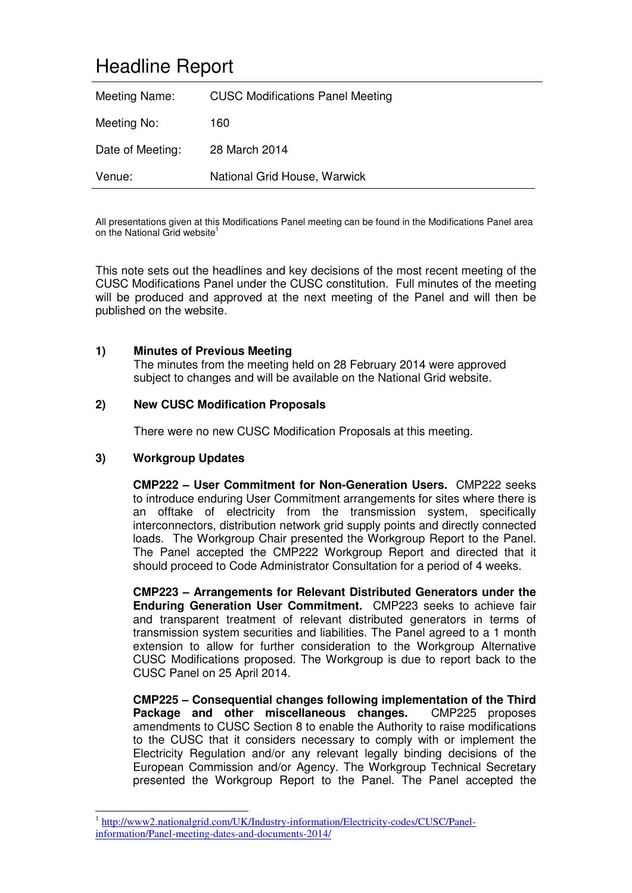# Headline Report

| Meeting Name: | CUSC Modifications Panel Meeting |
| --- | --- |
| Meeting No: | 160 |
| Date of Meeting: | 28 March 2014 |
| Venue: | National Grid House, Warwick |

All presentations given at this Modifications Panel meeting can be found in the Modifications Panel area on the National Grid website[1]

This note sets out the headlines and key decisions of the most recent meeting of the CUSC Modifications Panel under the CUSC constitution. Full minutes of the meeting will be produced and approved at the next meeting of the Panel and will then be published on the website.

**1) Minutes of Previous Meeting**

The minutes from the meeting held on 28 February 2014 were approved subject to changes and will be available on the National Grid website.

**2) New CUSC Modification Proposals**

There were no new CUSC Modification Proposals at this meeting.

**3) Workgroup Updates**

**CMP222 – User Commitment for Non-Generation Users.** CMP222 seeks to introduce enduring User Commitment arrangements for sites where there is an offtake of electricity from the transmission system, specifically interconnectors, distribution network grid supply points and directly connected loads. The Workgroup Chair presented the Workgroup Report to the Panel. The Panel accepted the CMP222 Workgroup Report and directed that it should proceed to Code Administrator Consultation for a period of 4 weeks.

**CMP223 – Arrangements for Relevant Distributed Generators under the Enduring Generation User Commitment.** CMP223 seeks to achieve fair and transparent treatment of relevant distributed generators in terms of transmission system securities and liabilities. The Panel agreed to a 1 month extension to allow for further consideration to the Workgroup Alternative CUSC Modifications proposed. The Workgroup is due to report back to the CUSC Panel on 25 April 2014.

**CMP225 – Consequential changes following implementation of the Third Package and other miscellaneous changes.** CMP225 proposes amendments to CUSC Section 8 to enable the Authority to raise modifications to the CUSC that it considers necessary to comply with or implement the Electricity Regulation and/or any relevant legally binding decisions of the European Commission and/or Agency. The Workgroup Technical Secretary presented the Workgroup Report to the Panel. The Panel accepted the

[1] http://www2.nationalgrid.com/UK/Industry-information/Electricity-codes/CUSC/Panel-information/Panel-meeting-dates-and-documents-2014/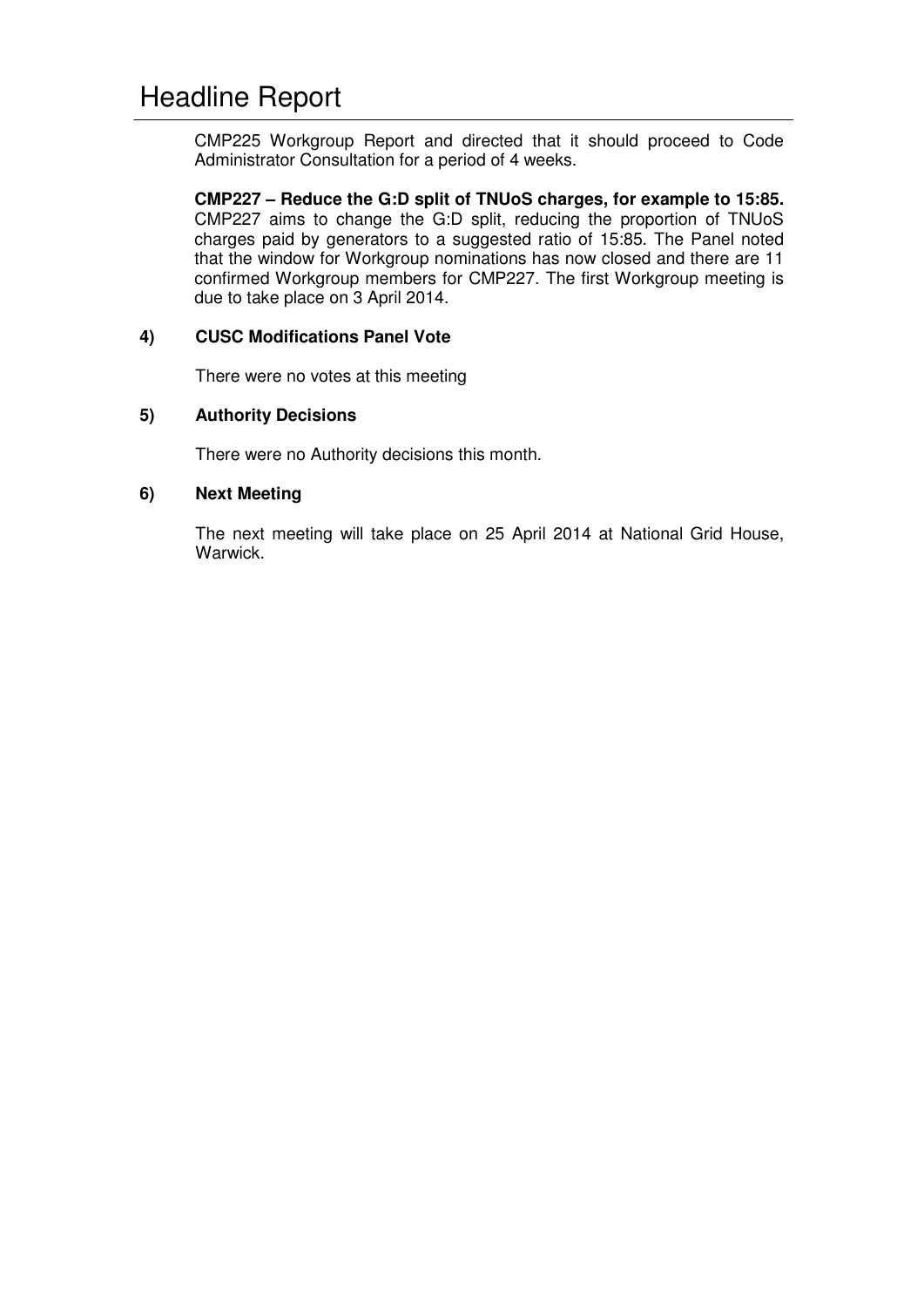CMP225 Workgroup Report and directed that it should proceed to Code Administrator Consultation for a period of 4 weeks.

**CMP227 – Reduce the G:D split of TNUoS charges, for example to 15:85.** CMP227 aims to change the G:D split, reducing the proportion of TNUoS charges paid by generators to a suggested ratio of 15:85. The Panel noted that the window for Workgroup nominations has now closed and there are 11 confirmed Workgroup members for CMP227. The first Workgroup meeting is due to take place on 3 April 2014.

### 4) CUSC Modifications Panel Vote

There were no votes at this meeting

### 5) Authority Decisions

There were no Authority decisions this month.

### 6) Next Meeting

The next meeting will take place on 25 April 2014 at National Grid House, Warwick.